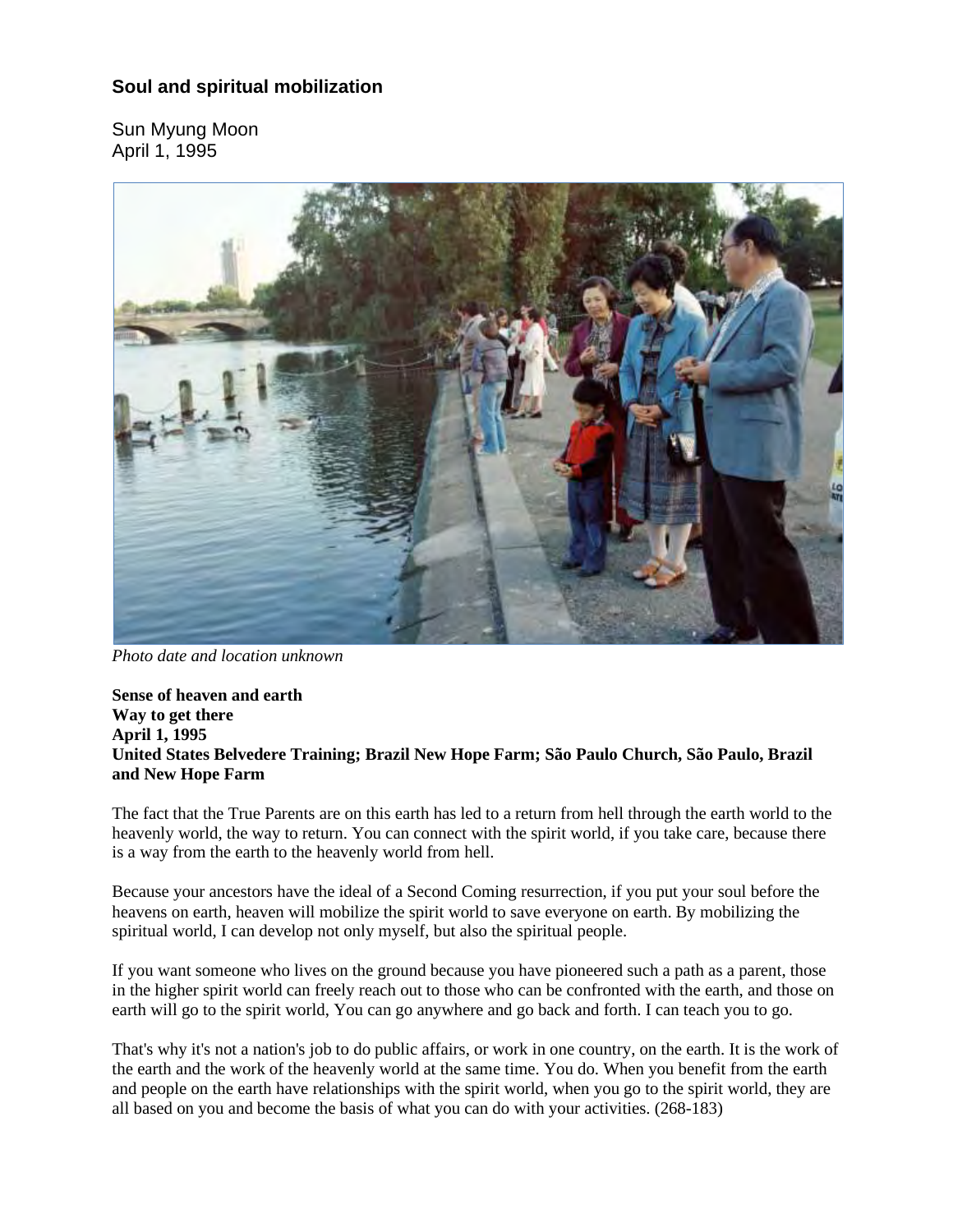## Soul and spiritual mobilization

Sun Myung Moon
April 1, 1995

*Photo date and location unknown*

**Sense of heaven and earth**
**Way to get there**
**April 1, 1995**
**United States Belvedere Training; Brazil New Hope Farm; São Paulo Church, São Paulo, Brazil and New Hope Farm**

The fact that the True Parents are on this earth has led to a return from hell through the earth world to the heavenly world, the way to return. You can connect with the spirit world, if you take care, because there is a way from the earth to the heavenly world from hell.

Because your ancestors have the ideal of a Second Coming resurrection, if you put your soul before the heavens on earth, heaven will mobilize the spirit world to save everyone on earth. By mobilizing the spiritual world, I can develop not only myself, but also the spiritual people.

If you want someone who lives on the ground because you have pioneered such a path as a parent, those in the higher spirit world can freely reach out to those who can be confronted with the earth, and those on earth will go to the spirit world, You can go anywhere and go back and forth. I can teach you to go.

That's why it's not a nation's job to do public affairs, or work in one country, on the earth. It is the work of the earth and the work of the heavenly world at the same time. You do. When you benefit from the earth and people on the earth have relationships with the spirit world, when you go to the spirit world, they are all based on you and become the basis of what you can do with your activities. (268-183)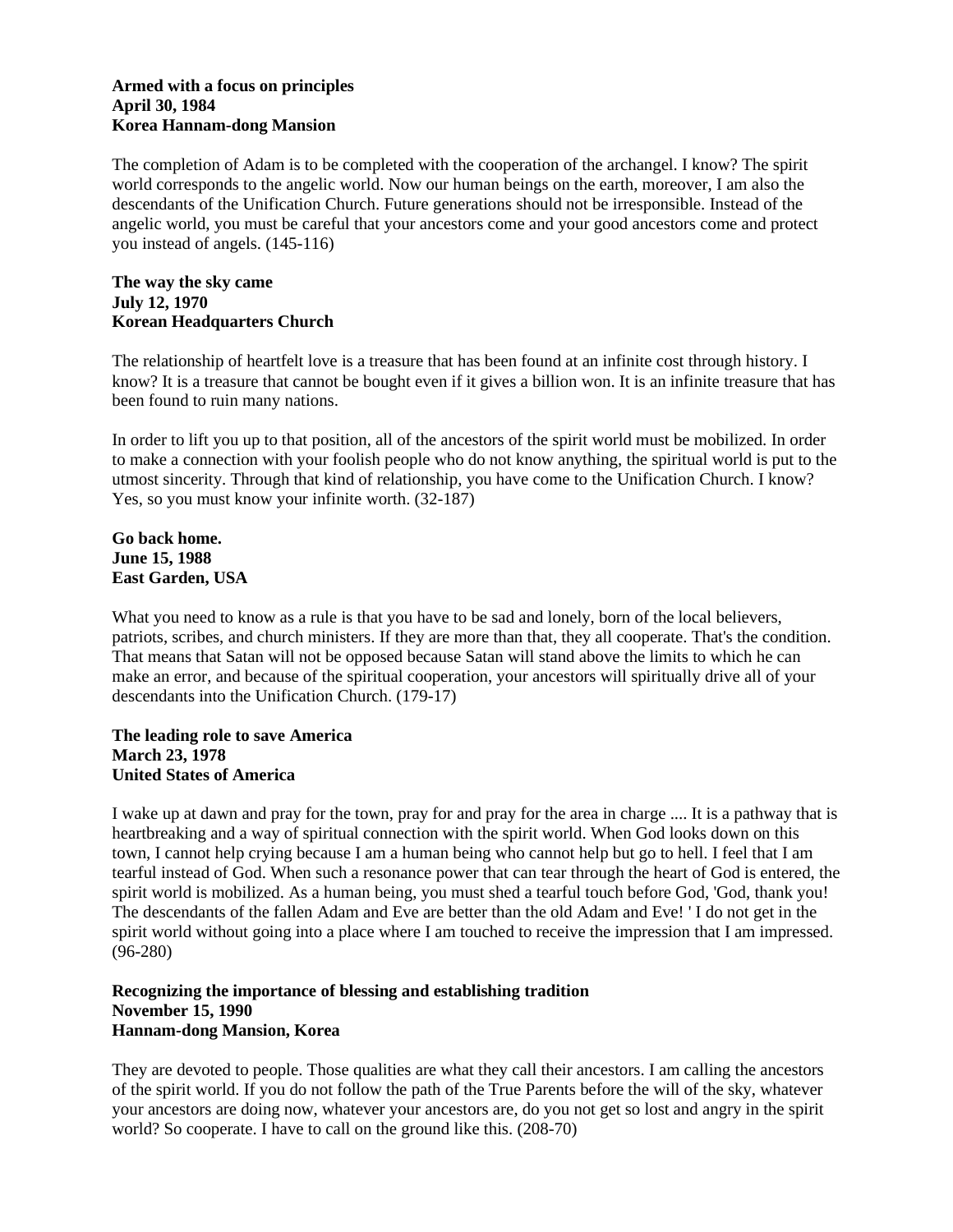**Armed with a focus on principles**
**April 30, 1984**
**Korea Hannam-dong Mansion**

The completion of Adam is to be completed with the cooperation of the archangel. I know? The spirit world corresponds to the angelic world. Now our human beings on the earth, moreover, I am also the descendants of the Unification Church. Future generations should not be irresponsible. Instead of the angelic world, you must be careful that your ancestors come and your good ancestors come and protect you instead of angels. (145-116)

**The way the sky came**
**July 12, 1970**
**Korean Headquarters Church**

The relationship of heartfelt love is a treasure that has been found at an infinite cost through history. I know? It is a treasure that cannot be bought even if it gives a billion won. It is an infinite treasure that has been found to ruin many nations.

In order to lift you up to that position, all of the ancestors of the spirit world must be mobilized. In order to make a connection with your foolish people who do not know anything, the spiritual world is put to the utmost sincerity. Through that kind of relationship, you have come to the Unification Church. I know? Yes, so you must know your infinite worth. (32-187)

**Go back home.**
**June 15, 1988**
**East Garden, USA**

What you need to know as a rule is that you have to be sad and lonely, born of the local believers, patriots, scribes, and church ministers. If they are more than that, they all cooperate. That's the condition. That means that Satan will not be opposed because Satan will stand above the limits to which he can make an error, and because of the spiritual cooperation, your ancestors will spiritually drive all of your descendants into the Unification Church. (179-17)

**The leading role to save America**
**March 23, 1978**
**United States of America**

I wake up at dawn and pray for the town, pray for and pray for the area in charge .... It is a pathway that is heartbreaking and a way of spiritual connection with the spirit world. When God looks down on this town, I cannot help crying because I am a human being who cannot help but go to hell. I feel that I am tearful instead of God. When such a resonance power that can tear through the heart of God is entered, the spirit world is mobilized. As a human being, you must shed a tearful touch before God, 'God, thank you! The descendants of the fallen Adam and Eve are better than the old Adam and Eve! ' I do not get in the spirit world without going into a place where I am touched to receive the impression that I am impressed. (96-280)

**Recognizing the importance of blessing and establishing tradition**
**November 15, 1990**
**Hannam-dong Mansion, Korea**

They are devoted to people. Those qualities are what they call their ancestors. I am calling the ancestors of the spirit world. If you do not follow the path of the True Parents before the will of the sky, whatever your ancestors are doing now, whatever your ancestors are, do you not get so lost and angry in the spirit world? So cooperate. I have to call on the ground like this. (208-70)